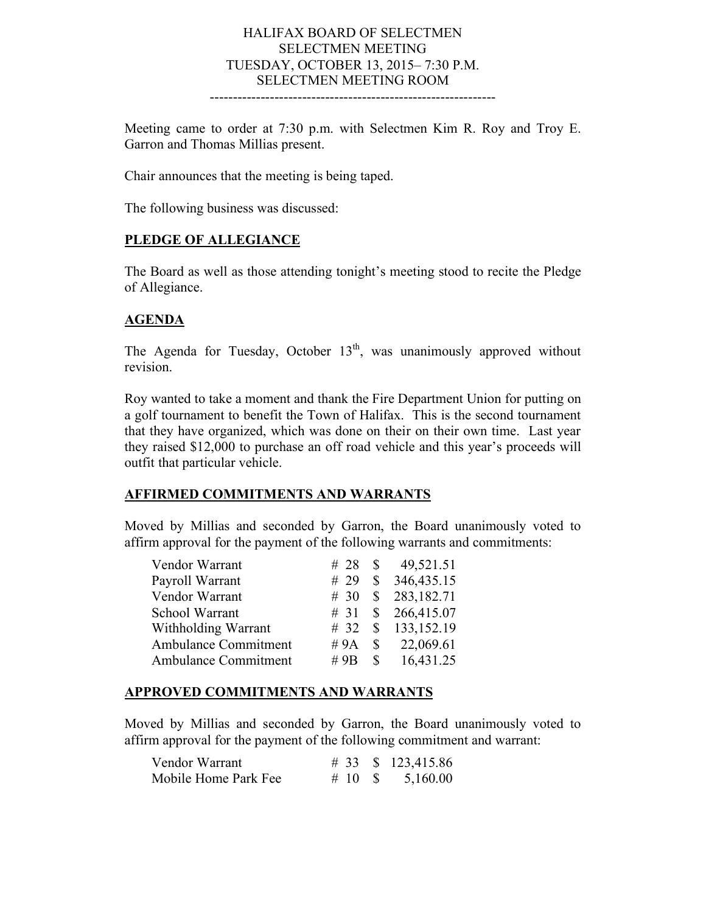# HALIFAX BOARD OF SELECTMEN
## SELECTMEN MEETING
## TUESDAY, OCTOBER 13, 2015– 7:30 P.M.
## SELECTMEN MEETING ROOM

---

Meeting came to order at 7:30 p.m. with Selectmen Kim R. Roy and Troy E. Garron and Thomas Millias present.

Chair announces that the meeting is being taped.

The following business was discussed:

**PLEDGE OF ALLEGIANCE**

The Board as well as those attending tonight's meeting stood to recite the Pledge of Allegiance.

**AGENDA**

The Agenda for Tuesday, October 13th, was unanimously approved without revision.

Roy wanted to take a moment and thank the Fire Department Union for putting on a golf tournament to benefit the Town of Halifax. This is the second tournament that they have organized, which was done on their on their own time. Last year they raised $12,000 to purchase an off road vehicle and this year's proceeds will outfit that particular vehicle.

**AFFIRMED COMMITMENTS AND WARRANTS**

Moved by Millias and seconded by Garron, the Board unanimously voted to affirm approval for the payment of the following warrants and commitments:

| | | |
|---|---|---|
| Vendor Warrant | # 28 | $ 49,521.51 |
| Payroll Warrant | # 29 | $ 346,435.15 |
| Vendor Warrant | # 30 | $ 283,182.71 |
| School Warrant | # 31 | $ 266,415.07 |
| Withholding Warrant | # 32 | $ 133,152.19 |
| Ambulance Commitment | # 9A | $ 22,069.61 |
| Ambulance Commitment | # 9B | $ 16,431.25 |

**APPROVED COMMITMENTS AND WARRANTS**

Moved by Millias and seconded by Garron, the Board unanimously voted to affirm approval for the payment of the following commitment and warrant:

| | | |
|---|---|---|
| Vendor Warrant | # 33 | $ 123,415.86 |
| Mobile Home Park Fee | # 10 | $ 5,160.00 |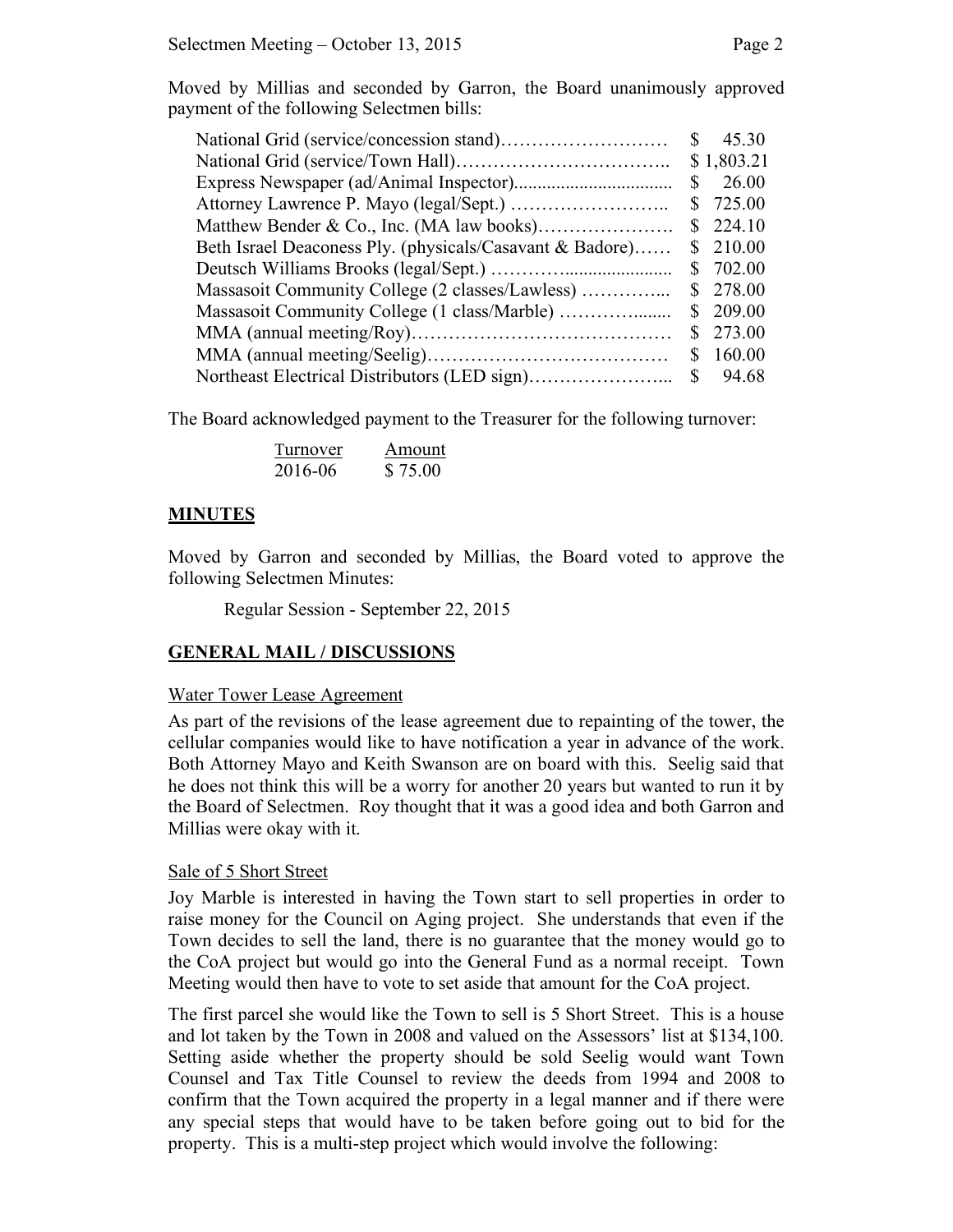Moved by Millias and seconded by Garron, the Board unanimously approved payment of the following Selectmen bills:

| | |
|---|---|
| National Grid (service/concession stand)……………………… | $ 45.30 |
| National Grid (service/Town Hall)…………………………….. | $ 1,803.21 |
| Express Newspaper (ad/Animal Inspector)................................. | $ 26.00 |
| Attorney Lawrence P. Mayo (legal/Sept.) …………………….. | $ 725.00 |
| Matthew Bender & Co., Inc. (MA law books)…………………. | $ 224.10 |
| Beth Israel Deaconess Ply. (physicals/Casavant & Badore)…… | $ 210.00 |
| Deutsch Williams Brooks (legal/Sept.) ………….................... | $ 702.00 |
| Massasoit Community College (2 classes/Lawless) …………... | $ 278.00 |
| Massasoit Community College (1 class/Marble) ………........ | $ 209.00 |
| MMA (annual meeting/Roy)…………………………………… | $ 273.00 |
| MMA (annual meeting/Seelig)………………………………… | $ 160.00 |
| Northeast Electrical Distributors (LED sign)…………………... | $ 94.68 |

The Board acknowledged payment to the Treasurer for the following turnover:

| Turnover | Amount |
|---|---|
| 2016-06 | $ 75.00 |

## MINUTES

Moved by Garron and seconded by Millias, the Board voted to approve the following Selectmen Minutes:

Regular Session - September 22, 2015

## GENERAL MAIL / DISCUSSIONS

Water Tower Lease Agreement

As part of the revisions of the lease agreement due to repainting of the tower, the cellular companies would like to have notification a year in advance of the work. Both Attorney Mayo and Keith Swanson are on board with this. Seelig said that he does not think this will be a worry for another 20 years but wanted to run it by the Board of Selectmen. Roy thought that it was a good idea and both Garron and Millias were okay with it.

Sale of 5 Short Street

Joy Marble is interested in having the Town start to sell properties in order to raise money for the Council on Aging project. She understands that even if the Town decides to sell the land, there is no guarantee that the money would go to the CoA project but would go into the General Fund as a normal receipt. Town Meeting would then have to vote to set aside that amount for the CoA project.

The first parcel she would like the Town to sell is 5 Short Street. This is a house and lot taken by the Town in 2008 and valued on the Assessors' list at $134,100. Setting aside whether the property should be sold Seelig would want Town Counsel and Tax Title Counsel to review the deeds from 1994 and 2008 to confirm that the Town acquired the property in a legal manner and if there were any special steps that would have to be taken before going out to bid for the property. This is a multi-step project which would involve the following: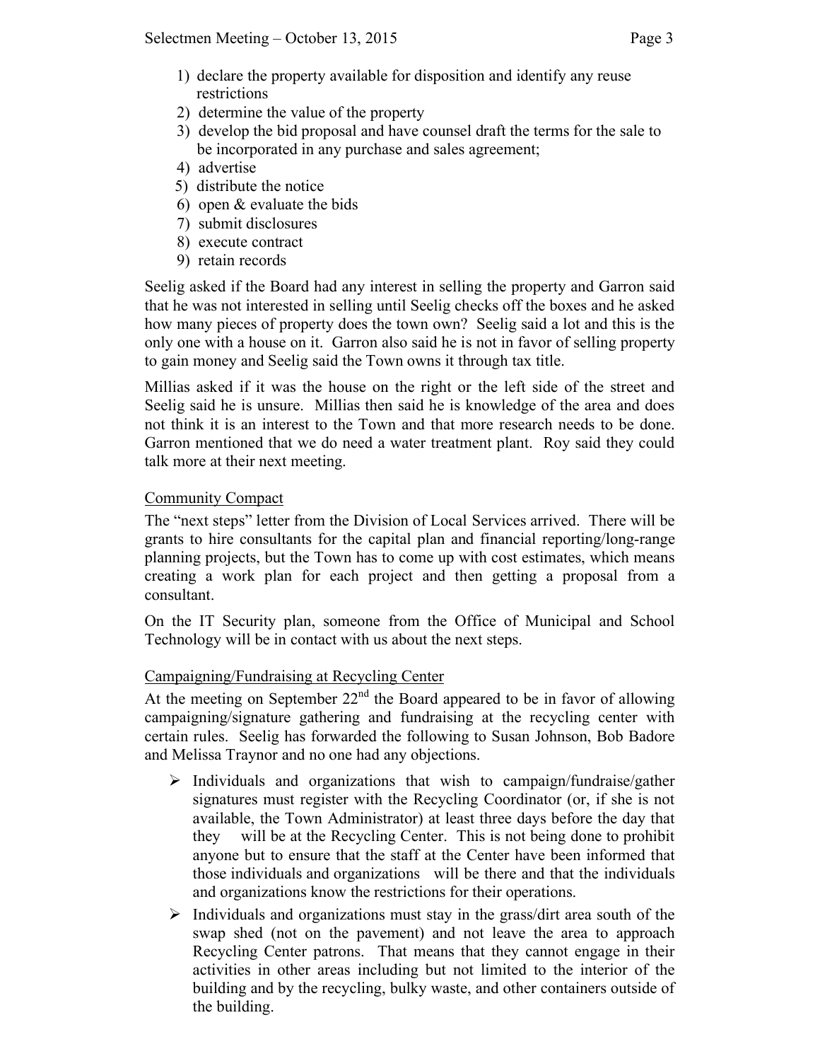1) declare the property available for disposition and identify any reuse restrictions
2) determine the value of the property
3) develop the bid proposal and have counsel draft the terms for the sale to be incorporated in any purchase and sales agreement;
4) advertise
5) distribute the notice
6) open & evaluate the bids
7) submit disclosures
8) execute contract
9) retain records

Seelig asked if the Board had any interest in selling the property and Garron said that he was not interested in selling until Seelig checks off the boxes and he asked how many pieces of property does the town own? Seelig said a lot and this is the only one with a house on it. Garron also said he is not in favor of selling property to gain money and Seelig said the Town owns it through tax title.

Millias asked if it was the house on the right or the left side of the street and Seelig said he is unsure. Millias then said he is knowledge of the area and does not think it is an interest to the Town and that more research needs to be done. Garron mentioned that we do need a water treatment plant. Roy said they could talk more at their next meeting.

Community Compact

The "next steps" letter from the Division of Local Services arrived. There will be grants to hire consultants for the capital plan and financial reporting/long-range planning projects, but the Town has to come up with cost estimates, which means creating a work plan for each project and then getting a proposal from a consultant.

On the IT Security plan, someone from the Office of Municipal and School Technology will be in contact with us about the next steps.

Campaigning/Fundraising at Recycling Center

At the meeting on September 22nd the Board appeared to be in favor of allowing campaigning/signature gathering and fundraising at the recycling center with certain rules. Seelig has forwarded the following to Susan Johnson, Bob Badore and Melissa Traynor and no one had any objections.

- Individuals and organizations that wish to campaign/fundraise/gather signatures must register with the Recycling Coordinator (or, if she is not available, the Town Administrator) at least three days before the day that they will be at the Recycling Center. This is not being done to prohibit anyone but to ensure that the staff at the Center have been informed that those individuals and organizations will be there and that the individuals and organizations know the restrictions for their operations.
- Individuals and organizations must stay in the grass/dirt area south of the swap shed (not on the pavement) and not leave the area to approach Recycling Center patrons. That means that they cannot engage in their activities in other areas including but not limited to the interior of the building and by the recycling, bulky waste, and other containers outside of the building.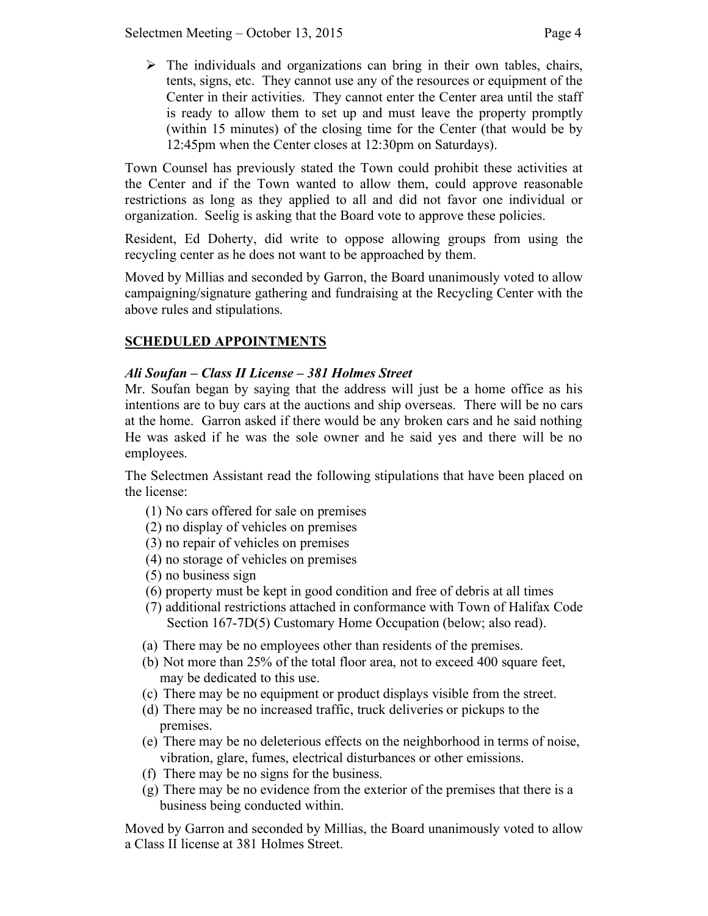- The individuals and organizations can bring in their own tables, chairs, tents, signs, etc. They cannot use any of the resources or equipment of the Center in their activities. They cannot enter the Center area until the staff is ready to allow them to set up and must leave the property promptly (within 15 minutes) of the closing time for the Center (that would be by 12:45pm when the Center closes at 12:30pm on Saturdays).

Town Counsel has previously stated the Town could prohibit these activities at the Center and if the Town wanted to allow them, could approve reasonable restrictions as long as they applied to all and did not favor one individual or organization. Seelig is asking that the Board vote to approve these policies.

Resident, Ed Doherty, did write to oppose allowing groups from using the recycling center as he does not want to be approached by them.

Moved by Millias and seconded by Garron, the Board unanimously voted to allow campaigning/signature gathering and fundraising at the Recycling Center with the above rules and stipulations.

## SCHEDULED APPOINTMENTS

***Ali Soufan – Class II License – 381 Holmes Street***

Mr. Soufan began by saying that the address will just be a home office as his intentions are to buy cars at the auctions and ship overseas. There will be no cars at the home. Garron asked if there would be any broken cars and he said nothing He was asked if he was the sole owner and he said yes and there will be no employees.

The Selectmen Assistant read the following stipulations that have been placed on the license:

(1) No cars offered for sale on premises
(2) no display of vehicles on premises
(3) no repair of vehicles on premises
(4) no storage of vehicles on premises
(5) no business sign
(6) property must be kept in good condition and free of debris at all times
(7) additional restrictions attached in conformance with Town of Halifax Code Section 167-7D(5) Customary Home Occupation (below; also read).

(a) There may be no employees other than residents of the premises.
(b) Not more than 25% of the total floor area, not to exceed 400 square feet, may be dedicated to this use.
(c) There may be no equipment or product displays visible from the street.
(d) There may be no increased traffic, truck deliveries or pickups to the premises.
(e) There may be no deleterious effects on the neighborhood in terms of noise, vibration, glare, fumes, electrical disturbances or other emissions.
(f) There may be no signs for the business.
(g) There may be no evidence from the exterior of the premises that there is a business being conducted within.

Moved by Garron and seconded by Millias, the Board unanimously voted to allow a Class II license at 381 Holmes Street.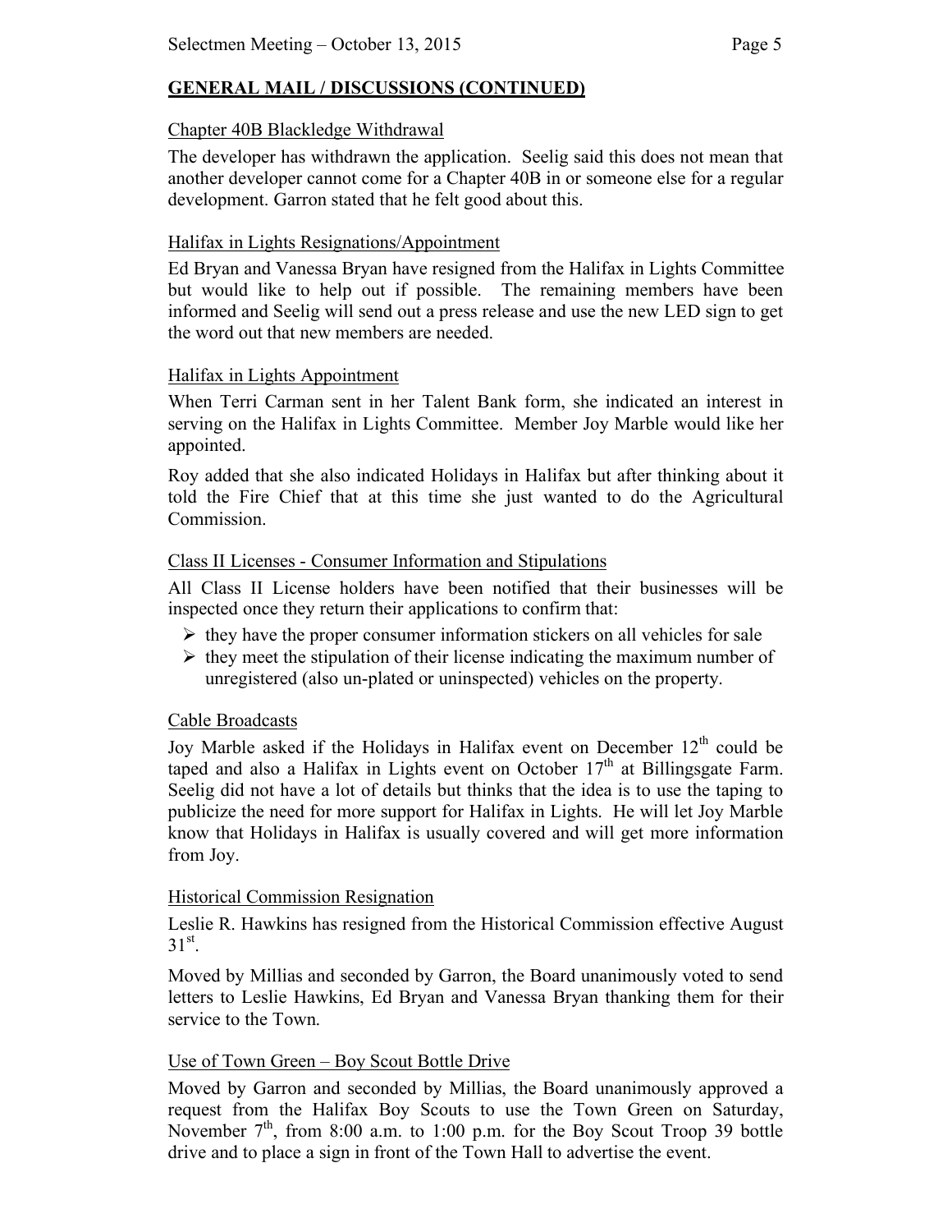## GENERAL MAIL / DISCUSSIONS (CONTINUED)

### Chapter 40B Blackledge Withdrawal

The developer has withdrawn the application. Seelig said this does not mean that another developer cannot come for a Chapter 40B in or someone else for a regular development. Garron stated that he felt good about this.

### Halifax in Lights Resignations/Appointment

Ed Bryan and Vanessa Bryan have resigned from the Halifax in Lights Committee but would like to help out if possible. The remaining members have been informed and Seelig will send out a press release and use the new LED sign to get the word out that new members are needed.

### Halifax in Lights Appointment

When Terri Carman sent in her Talent Bank form, she indicated an interest in serving on the Halifax in Lights Committee. Member Joy Marble would like her appointed.

Roy added that she also indicated Holidays in Halifax but after thinking about it told the Fire Chief that at this time she just wanted to do the Agricultural Commission.

### Class II Licenses - Consumer Information and Stipulations

All Class II License holders have been notified that their businesses will be inspected once they return their applications to confirm that:

- they have the proper consumer information stickers on all vehicles for sale
- they meet the stipulation of their license indicating the maximum number of unregistered (also un-plated or uninspected) vehicles on the property.

### Cable Broadcasts

Joy Marble asked if the Holidays in Halifax event on December 12th could be taped and also a Halifax in Lights event on October 17th at Billingsgate Farm. Seelig did not have a lot of details but thinks that the idea is to use the taping to publicize the need for more support for Halifax in Lights. He will let Joy Marble know that Holidays in Halifax is usually covered and will get more information from Joy.

### Historical Commission Resignation

Leslie R. Hawkins has resigned from the Historical Commission effective August 31st.

Moved by Millias and seconded by Garron, the Board unanimously voted to send letters to Leslie Hawkins, Ed Bryan and Vanessa Bryan thanking them for their service to the Town.

### Use of Town Green – Boy Scout Bottle Drive

Moved by Garron and seconded by Millias, the Board unanimously approved a request from the Halifax Boy Scouts to use the Town Green on Saturday, November 7th, from 8:00 a.m. to 1:00 p.m. for the Boy Scout Troop 39 bottle drive and to place a sign in front of the Town Hall to advertise the event.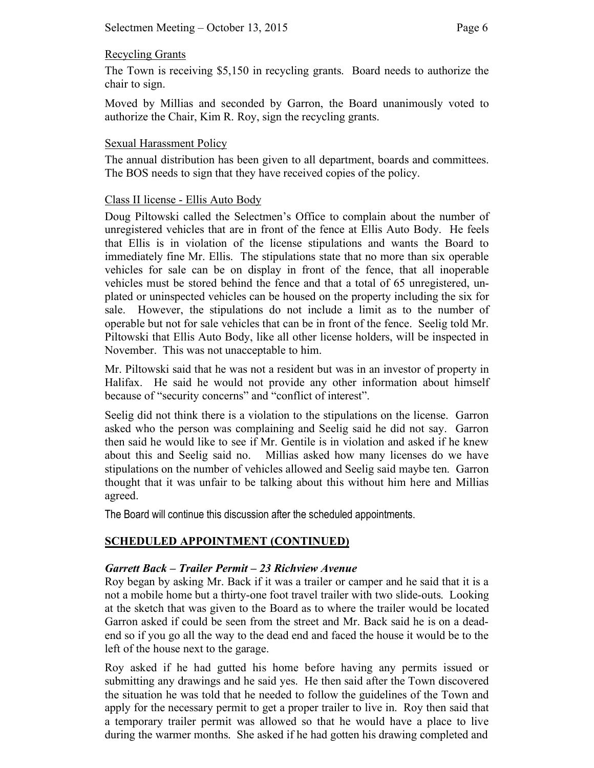Recycling Grants

The Town is receiving $5,150 in recycling grants. Board needs to authorize the chair to sign.

Moved by Millias and seconded by Garron, the Board unanimously voted to authorize the Chair, Kim R. Roy, sign the recycling grants.

Sexual Harassment Policy

The annual distribution has been given to all department, boards and committees. The BOS needs to sign that they have received copies of the policy.

Class II license - Ellis Auto Body

Doug Piltowski called the Selectmen's Office to complain about the number of unregistered vehicles that are in front of the fence at Ellis Auto Body. He feels that Ellis is in violation of the license stipulations and wants the Board to immediately fine Mr. Ellis. The stipulations state that no more than six operable vehicles for sale can be on display in front of the fence, that all inoperable vehicles must be stored behind the fence and that a total of 65 unregistered, un-plated or uninspected vehicles can be housed on the property including the six for sale. However, the stipulations do not include a limit as to the number of operable but not for sale vehicles that can be in front of the fence. Seelig told Mr. Piltowski that Ellis Auto Body, like all other license holders, will be inspected in November. This was not unacceptable to him.

Mr. Piltowski said that he was not a resident but was in an investor of property in Halifax. He said he would not provide any other information about himself because of "security concerns" and "conflict of interest".

Seelig did not think there is a violation to the stipulations on the license. Garron asked who the person was complaining and Seelig said he did not say. Garron then said he would like to see if Mr. Gentile is in violation and asked if he knew about this and Seelig said no. Millias asked how many licenses do we have stipulations on the number of vehicles allowed and Seelig said maybe ten. Garron thought that it was unfair to be talking about this without him here and Millias agreed.

The Board will continue this discussion after the scheduled appointments.

## SCHEDULED APPOINTMENT (CONTINUED)

### *Garrett Back – Trailer Permit – 23 Richview Avenue*

Roy began by asking Mr. Back if it was a trailer or camper and he said that it is a not a mobile home but a thirty-one foot travel trailer with two slide-outs. Looking at the sketch that was given to the Board as to where the trailer would be located Garron asked if could be seen from the street and Mr. Back said he is on a dead-end so if you go all the way to the dead end and faced the house it would be to the left of the house next to the garage.

Roy asked if he had gutted his home before having any permits issued or submitting any drawings and he said yes. He then said after the Town discovered the situation he was told that he needed to follow the guidelines of the Town and apply for the necessary permit to get a proper trailer to live in. Roy then said that a temporary trailer permit was allowed so that he would have a place to live during the warmer months. She asked if he had gotten his drawing completed and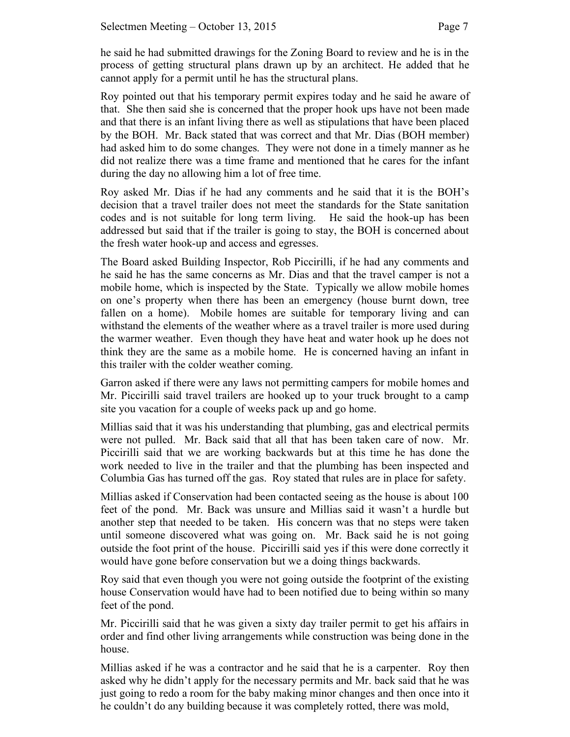he said he had submitted drawings for the Zoning Board to review and he is in the process of getting structural plans drawn up by an architect. He added that he cannot apply for a permit until he has the structural plans.

Roy pointed out that his temporary permit expires today and he said he aware of that. She then said she is concerned that the proper hook ups have not been made and that there is an infant living there as well as stipulations that have been placed by the BOH. Mr. Back stated that was correct and that Mr. Dias (BOH member) had asked him to do some changes. They were not done in a timely manner as he did not realize there was a time frame and mentioned that he cares for the infant during the day no allowing him a lot of free time.

Roy asked Mr. Dias if he had any comments and he said that it is the BOH's decision that a travel trailer does not meet the standards for the State sanitation codes and is not suitable for long term living. He said the hook-up has been addressed but said that if the trailer is going to stay, the BOH is concerned about the fresh water hook-up and access and egresses.

The Board asked Building Inspector, Rob Piccirilli, if he had any comments and he said he has the same concerns as Mr. Dias and that the travel camper is not a mobile home, which is inspected by the State. Typically we allow mobile homes on one's property when there has been an emergency (house burnt down, tree fallen on a home). Mobile homes are suitable for temporary living and can withstand the elements of the weather where as a travel trailer is more used during the warmer weather. Even though they have heat and water hook up he does not think they are the same as a mobile home. He is concerned having an infant in this trailer with the colder weather coming.

Garron asked if there were any laws not permitting campers for mobile homes and Mr. Piccirilli said travel trailers are hooked up to your truck brought to a camp site you vacation for a couple of weeks pack up and go home.

Millias said that it was his understanding that plumbing, gas and electrical permits were not pulled. Mr. Back said that all that has been taken care of now. Mr. Piccirilli said that we are working backwards but at this time he has done the work needed to live in the trailer and that the plumbing has been inspected and Columbia Gas has turned off the gas. Roy stated that rules are in place for safety.

Millias asked if Conservation had been contacted seeing as the house is about 100 feet of the pond. Mr. Back was unsure and Millias said it wasn't a hurdle but another step that needed to be taken. His concern was that no steps were taken until someone discovered what was going on. Mr. Back said he is not going outside the foot print of the house. Piccirilli said yes if this were done correctly it would have gone before conservation but we a doing things backwards.

Roy said that even though you were not going outside the footprint of the existing house Conservation would have had to been notified due to being within so many feet of the pond.

Mr. Piccirilli said that he was given a sixty day trailer permit to get his affairs in order and find other living arrangements while construction was being done in the house.

Millias asked if he was a contractor and he said that he is a carpenter. Roy then asked why he didn't apply for the necessary permits and Mr. back said that he was just going to redo a room for the baby making minor changes and then once into it he couldn't do any building because it was completely rotted, there was mold,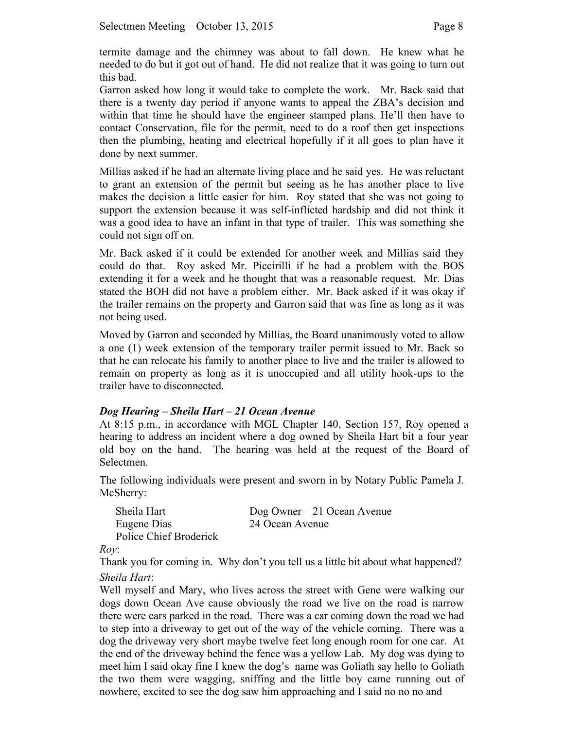termite damage and the chimney was about to fall down. He knew what he needed to do but it got out of hand. He did not realize that it was going to turn out this bad.

Garron asked how long it would take to complete the work. Mr. Back said that there is a twenty day period if anyone wants to appeal the ZBA's decision and within that time he should have the engineer stamped plans. He'll then have to contact Conservation, file for the permit, need to do a roof then get inspections then the plumbing, heating and electrical hopefully if it all goes to plan have it done by next summer.

Millias asked if he had an alternate living place and he said yes. He was reluctant to grant an extension of the permit but seeing as he has another place to live makes the decision a little easier for him. Roy stated that she was not going to support the extension because it was self-inflicted hardship and did not think it was a good idea to have an infant in that type of trailer. This was something she could not sign off on.

Mr. Back asked if it could be extended for another week and Millias said they could do that. Roy asked Mr. Piccirilli if he had a problem with the BOS extending it for a week and he thought that was a reasonable request. Mr. Dias stated the BOH did not have a problem either. Mr. Back asked if it was okay if the trailer remains on the property and Garron said that was fine as long as it was not being used.

Moved by Garron and seconded by Millias, the Board unanimously voted to allow a one (1) week extension of the temporary trailer permit issued to Mr. Back so that he can relocate his family to another place to live and the trailer is allowed to remain on property as long as it is unoccupied and all utility hook-ups to the trailer have to disconnected.

### *Dog Hearing – Sheila Hart – 21 Ocean Avenue*

At 8:15 p.m., in accordance with MGL Chapter 140, Section 157, Roy opened a hearing to address an incident where a dog owned by Sheila Hart bit a four year old boy on the hand. The hearing was held at the request of the Board of Selectmen.

The following individuals were present and sworn in by Notary Public Pamela J. McSherry:

| | |
|---|---|
| Sheila Hart | Dog Owner – 21 Ocean Avenue |
| Eugene Dias | 24 Ocean Avenue |
| Police Chief Broderick | |

*Roy*:

Thank you for coming in. Why don't you tell us a little bit about what happened?

*Sheila Hart*:

Well myself and Mary, who lives across the street with Gene were walking our dogs down Ocean Ave cause obviously the road we live on the road is narrow there were cars parked in the road. There was a car coming down the road we had to step into a driveway to get out of the way of the vehicle coming. There was a dog the driveway very short maybe twelve feet long enough room for one car. At the end of the driveway behind the fence was a yellow Lab. My dog was dying to meet him I said okay fine I knew the dog's name was Goliath say hello to Goliath the two them were wagging, sniffing and the little boy came running out of nowhere, excited to see the dog saw him approaching and I said no no no and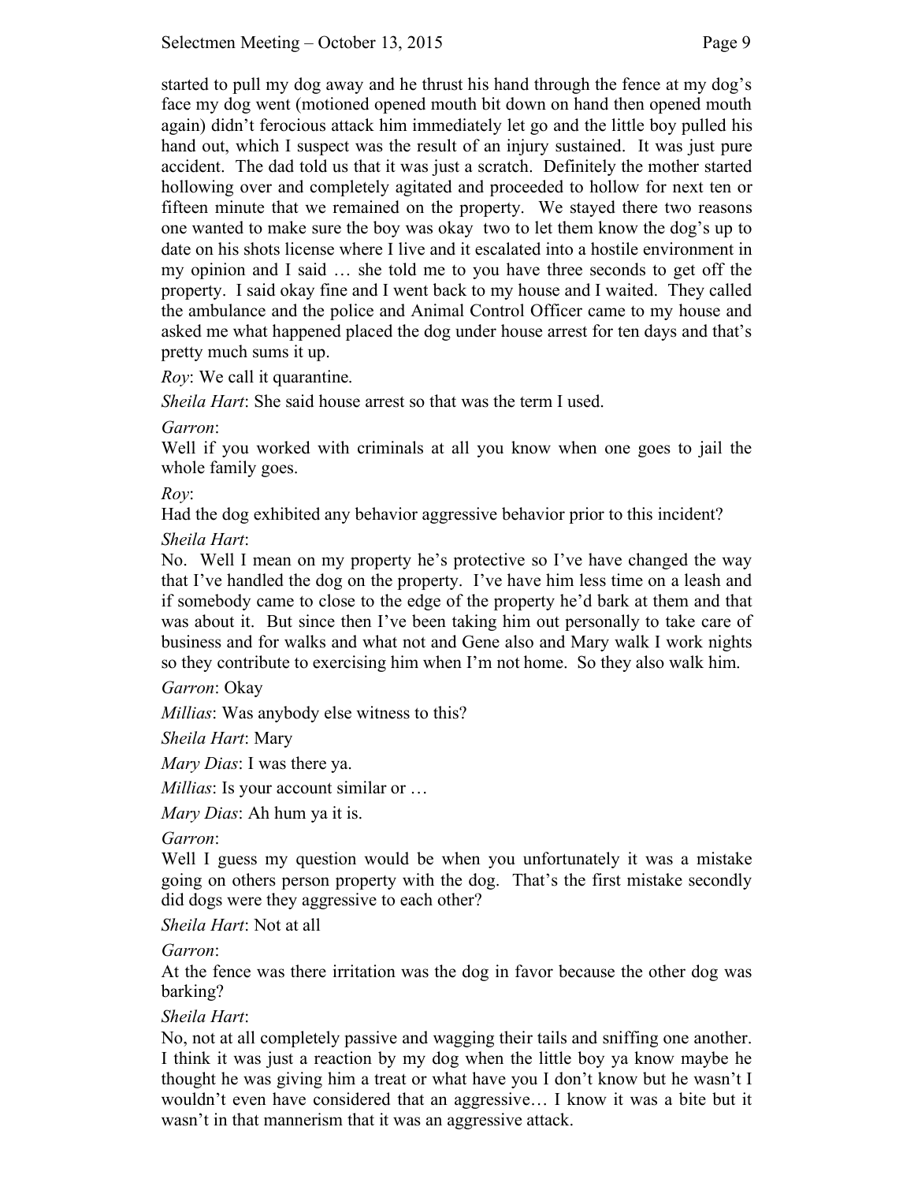started to pull my dog away and he thrust his hand through the fence at my dog's face my dog went (motioned opened mouth bit down on hand then opened mouth again) didn't ferocious attack him immediately let go and the little boy pulled his hand out, which I suspect was the result of an injury sustained. It was just pure accident. The dad told us that it was just a scratch. Definitely the mother started hollowing over and completely agitated and proceeded to hollow for next ten or fifteen minute that we remained on the property. We stayed there two reasons one wanted to make sure the boy was okay two to let them know the dog's up to date on his shots license where I live and it escalated into a hostile environment in my opinion and I said … she told me to you have three seconds to get off the property. I said okay fine and I went back to my house and I waited. They called the ambulance and the police and Animal Control Officer came to my house and asked me what happened placed the dog under house arrest for ten days and that's pretty much sums it up.

*Roy*: We call it quarantine.

*Sheila Hart*: She said house arrest so that was the term I used.

*Garron*:
Well if you worked with criminals at all you know when one goes to jail the whole family goes.

*Roy*:
Had the dog exhibited any behavior aggressive behavior prior to this incident?

*Sheila Hart*:
No. Well I mean on my property he's protective so I've have changed the way that I've handled the dog on the property. I've have him less time on a leash and if somebody came to close to the edge of the property he'd bark at them and that was about it. But since then I've been taking him out personally to take care of business and for walks and what not and Gene also and Mary walk I work nights so they contribute to exercising him when I'm not home. So they also walk him.

*Garron*: Okay

*Millias*: Was anybody else witness to this?

*Sheila Hart*: Mary

*Mary Dias*: I was there ya.

*Millias*: Is your account similar or …

*Mary Dias*: Ah hum ya it is.

*Garron*:
Well I guess my question would be when you unfortunately it was a mistake going on others person property with the dog. That's the first mistake secondly did dogs were they aggressive to each other?

*Sheila Hart*: Not at all

*Garron*:
At the fence was there irritation was the dog in favor because the other dog was barking?

*Sheila Hart*:
No, not at all completely passive and wagging their tails and sniffing one another. I think it was just a reaction by my dog when the little boy ya know maybe he thought he was giving him a treat or what have you I don't know but he wasn't I wouldn't even have considered that an aggressive… I know it was a bite but it wasn't in that mannerism that it was an aggressive attack.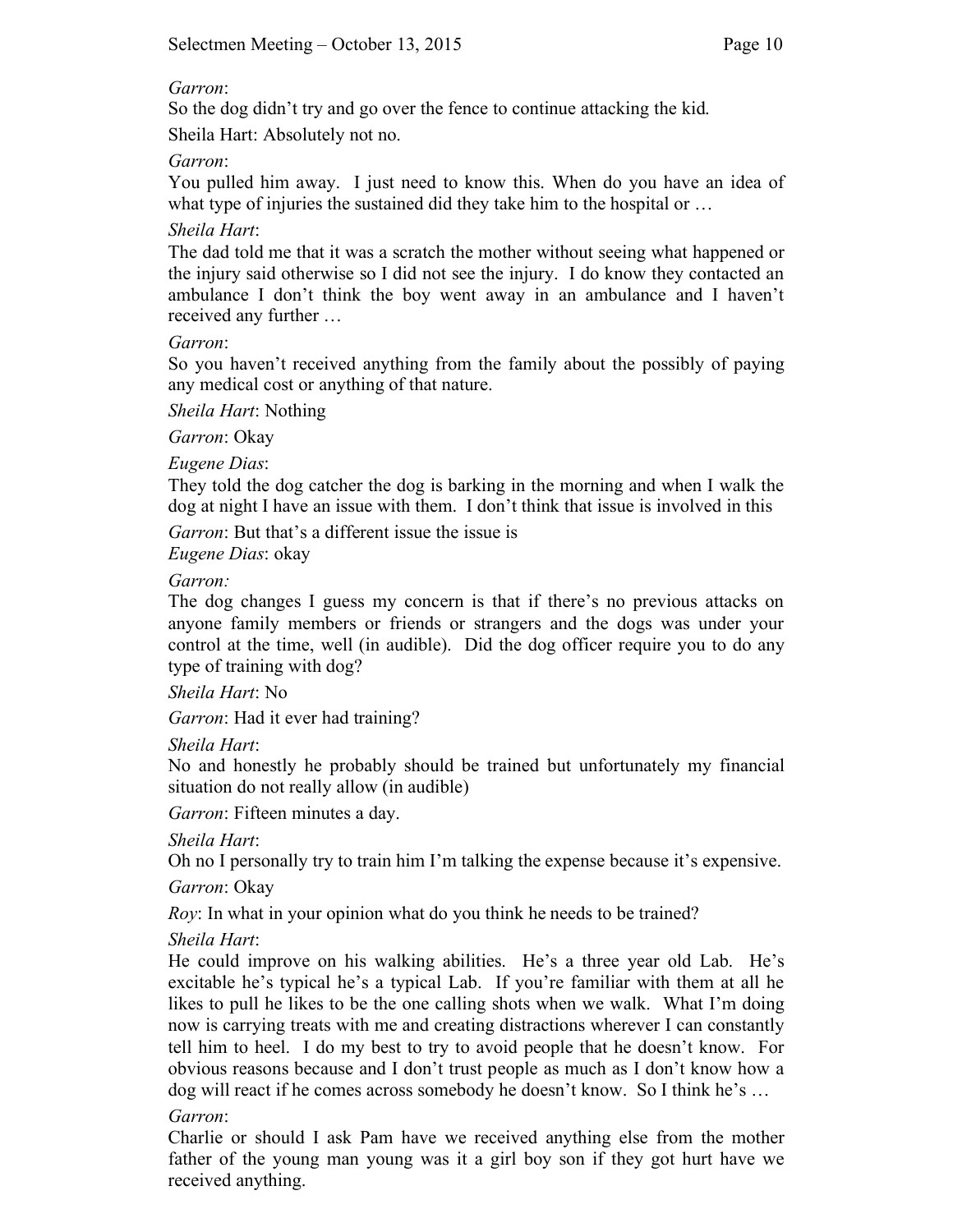*Garron*:
So the dog didn't try and go over the fence to continue attacking the kid.

Sheila Hart: Absolutely not no.

*Garron*:
You pulled him away. I just need to know this. When do you have an idea of what type of injuries the sustained did they take him to the hospital or …

*Sheila Hart*:
The dad told me that it was a scratch the mother without seeing what happened or the injury said otherwise so I did not see the injury. I do know they contacted an ambulance I don't think the boy went away in an ambulance and I haven't received any further …

*Garron*:
So you haven't received anything from the family about the possibly of paying any medical cost or anything of that nature.

*Sheila Hart*: Nothing

*Garron*: Okay

*Eugene Dias*:
They told the dog catcher the dog is barking in the morning and when I walk the dog at night I have an issue with them. I don't think that issue is involved in this

*Garron*: But that's a different issue the issue is
*Eugene Dias*: okay

*Garron:*
The dog changes I guess my concern is that if there's no previous attacks on anyone family members or friends or strangers and the dogs was under your control at the time, well (in audible). Did the dog officer require you to do any type of training with dog?

*Sheila Hart*: No

*Garron*: Had it ever had training?

*Sheila Hart*:
No and honestly he probably should be trained but unfortunately my financial situation do not really allow (in audible)

*Garron*: Fifteen minutes a day.

*Sheila Hart*:
Oh no I personally try to train him I'm talking the expense because it's expensive.

*Garron*: Okay

*Roy*: In what in your opinion what do you think he needs to be trained?

*Sheila Hart*:
He could improve on his walking abilities. He's a three year old Lab. He's excitable he's typical he's a typical Lab. If you're familiar with them at all he likes to pull he likes to be the one calling shots when we walk. What I'm doing now is carrying treats with me and creating distractions wherever I can constantly tell him to heel. I do my best to try to avoid people that he doesn't know. For obvious reasons because and I don't trust people as much as I don't know how a dog will react if he comes across somebody he doesn't know. So I think he's …

*Garron*:
Charlie or should I ask Pam have we received anything else from the mother father of the young man young was it a girl boy son if they got hurt have we received anything.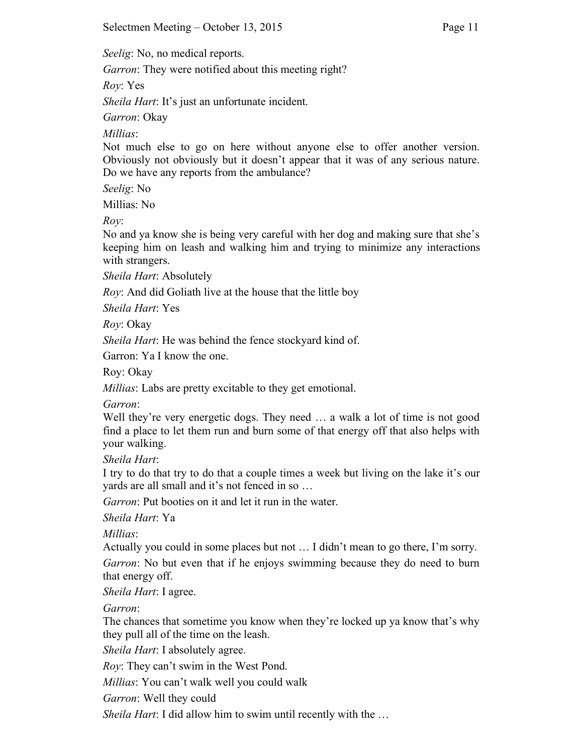*Seelig*: No, no medical reports.

*Garron*: They were notified about this meeting right?

*Roy*: Yes

*Sheila Hart*: It's just an unfortunate incident.

*Garron*: Okay

*Millias*:
Not much else to go on here without anyone else to offer another version. Obviously not obviously but it doesn't appear that it was of any serious nature. Do we have any reports from the ambulance?

*Seelig*: No

Millias: No

*Roy*:
No and ya know she is being very careful with her dog and making sure that she's keeping him on leash and walking him and trying to minimize any interactions with strangers.

*Sheila Hart*: Absolutely

*Roy*: And did Goliath live at the house that the little boy

*Sheila Hart*: Yes

*Roy*: Okay

*Sheila Hart*: He was behind the fence stockyard kind of.

Garron: Ya I know the one.

Roy: Okay

*Millias*: Labs are pretty excitable to they get emotional.

*Garron*:
Well they're very energetic dogs. They need … a walk a lot of time is not good find a place to let them run and burn some of that energy off that also helps with your walking.

*Sheila Hart*:
I try to do that try to do that a couple times a week but living on the lake it's our yards are all small and it's not fenced in so …

*Garron*: Put booties on it and let it run in the water.

*Sheila Hart*: Ya

*Millias*:
Actually you could in some places but not … I didn't mean to go there, I'm sorry.

*Garron*: No but even that if he enjoys swimming because they do need to burn that energy off.

*Sheila Hart*: I agree.

*Garron*:
The chances that sometime you know when they're locked up ya know that's why they pull all of the time on the leash.

*Sheila Hart*: I absolutely agree.

*Roy*: They can't swim in the West Pond.

*Millias*: You can't walk well you could walk

*Garron*: Well they could

*Sheila Hart*: I did allow him to swim until recently with the …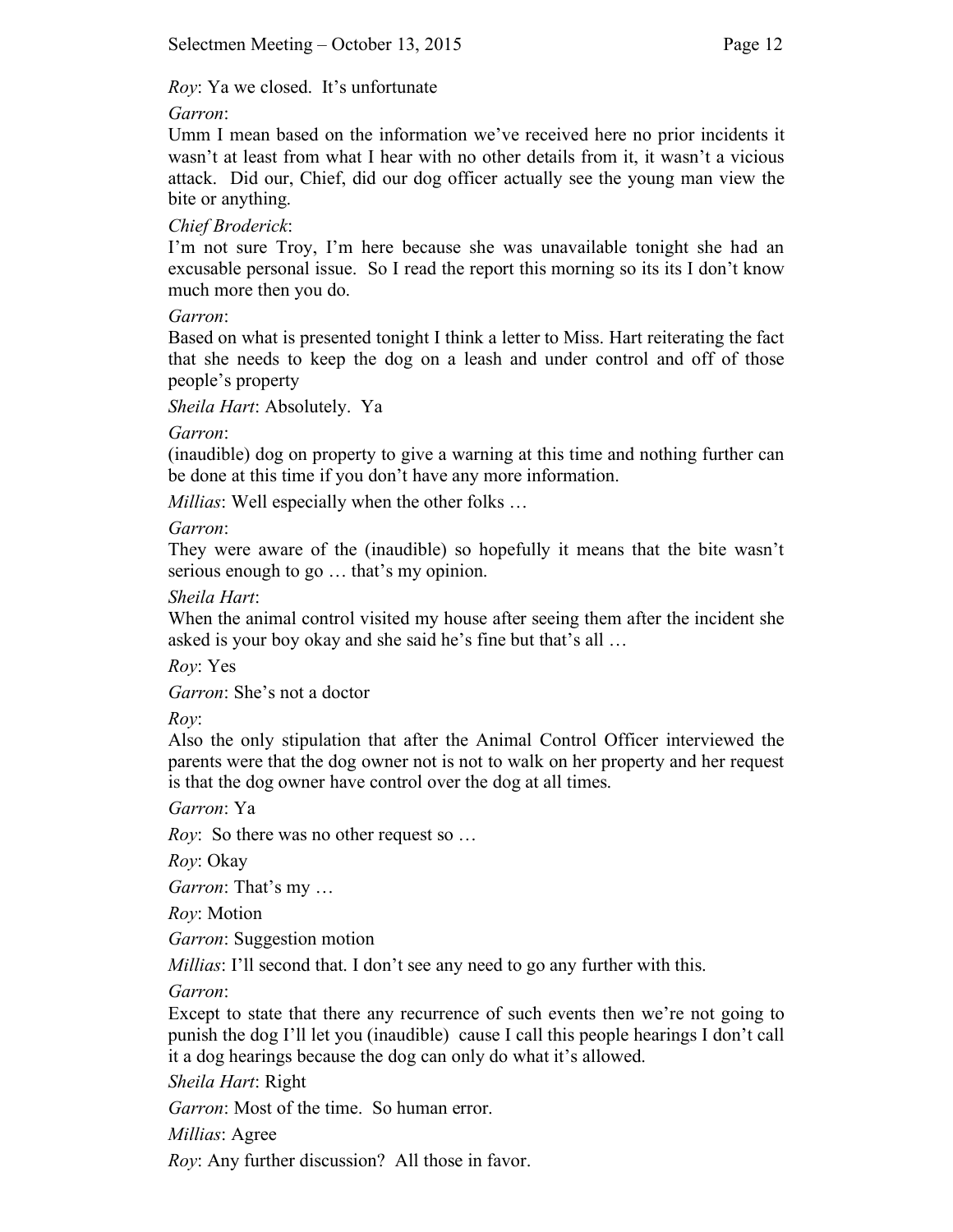*Roy*: Ya we closed. It's unfortunate

*Garron*:

Umm I mean based on the information we've received here no prior incidents it wasn't at least from what I hear with no other details from it, it wasn't a vicious attack. Did our, Chief, did our dog officer actually see the young man view the bite or anything.

*Chief Broderick*:

I'm not sure Troy, I'm here because she was unavailable tonight she had an excusable personal issue. So I read the report this morning so its its I don't know much more then you do.

*Garron*:

Based on what is presented tonight I think a letter to Miss. Hart reiterating the fact that she needs to keep the dog on a leash and under control and off of those people's property

*Sheila Hart*: Absolutely. Ya

*Garron*:

(inaudible) dog on property to give a warning at this time and nothing further can be done at this time if you don't have any more information.

*Millias*: Well especially when the other folks …

*Garron*:

They were aware of the (inaudible) so hopefully it means that the bite wasn't serious enough to go … that's my opinion.

*Sheila Hart*:

When the animal control visited my house after seeing them after the incident she asked is your boy okay and she said he's fine but that's all …

*Roy*: Yes

*Garron*: She's not a doctor

*Roy*:

Also the only stipulation that after the Animal Control Officer interviewed the parents were that the dog owner not is not to walk on her property and her request is that the dog owner have control over the dog at all times.

*Garron*: Ya

*Roy*: So there was no other request so …

*Roy*: Okay

*Garron*: That's my …

*Roy*: Motion

*Garron*: Suggestion motion

*Millias*: I'll second that. I don't see any need to go any further with this.

*Garron*:

Except to state that there any recurrence of such events then we're not going to punish the dog I'll let you (inaudible) cause I call this people hearings I don't call it a dog hearings because the dog can only do what it's allowed.

*Sheila Hart*: Right

*Garron*: Most of the time. So human error.

*Millias*: Agree

*Roy*: Any further discussion? All those in favor.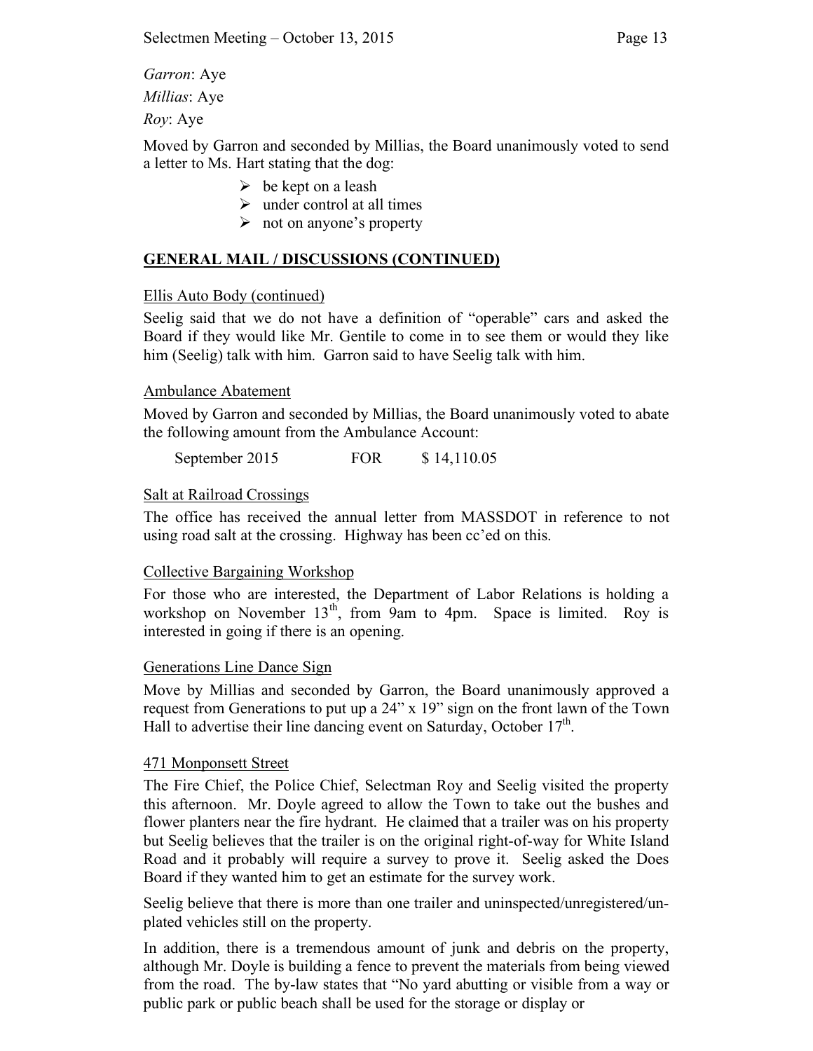*Garron*: Aye

*Millias*: Aye

*Roy*: Aye

Moved by Garron and seconded by Millias, the Board unanimously voted to send a letter to Ms. Hart stating that the dog:

- be kept on a leash
- under control at all times
- not on anyone's property

## GENERAL MAIL / DISCUSSIONS (CONTINUED)

Ellis Auto Body (continued)

Seelig said that we do not have a definition of "operable" cars and asked the Board if they would like Mr. Gentile to come in to see them or would they like him (Seelig) talk with him. Garron said to have Seelig talk with him.

Ambulance Abatement

Moved by Garron and seconded by Millias, the Board unanimously voted to abate the following amount from the Ambulance Account:

September 2015 FOR $ 14,110.05

Salt at Railroad Crossings

The office has received the annual letter from MASSDOT in reference to not using road salt at the crossing. Highway has been cc'ed on this.

Collective Bargaining Workshop

For those who are interested, the Department of Labor Relations is holding a workshop on November 13th, from 9am to 4pm. Space is limited. Roy is interested in going if there is an opening.

Generations Line Dance Sign

Move by Millias and seconded by Garron, the Board unanimously approved a request from Generations to put up a 24" x 19" sign on the front lawn of the Town Hall to advertise their line dancing event on Saturday, October 17th.

471 Monponsett Street

The Fire Chief, the Police Chief, Selectman Roy and Seelig visited the property this afternoon. Mr. Doyle agreed to allow the Town to take out the bushes and flower planters near the fire hydrant. He claimed that a trailer was on his property but Seelig believes that the trailer is on the original right-of-way for White Island Road and it probably will require a survey to prove it. Seelig asked the Does Board if they wanted him to get an estimate for the survey work.

Seelig believe that there is more than one trailer and uninspected/unregistered/un-plated vehicles still on the property.

In addition, there is a tremendous amount of junk and debris on the property, although Mr. Doyle is building a fence to prevent the materials from being viewed from the road. The by-law states that "No yard abutting or visible from a way or public park or public beach shall be used for the storage or display or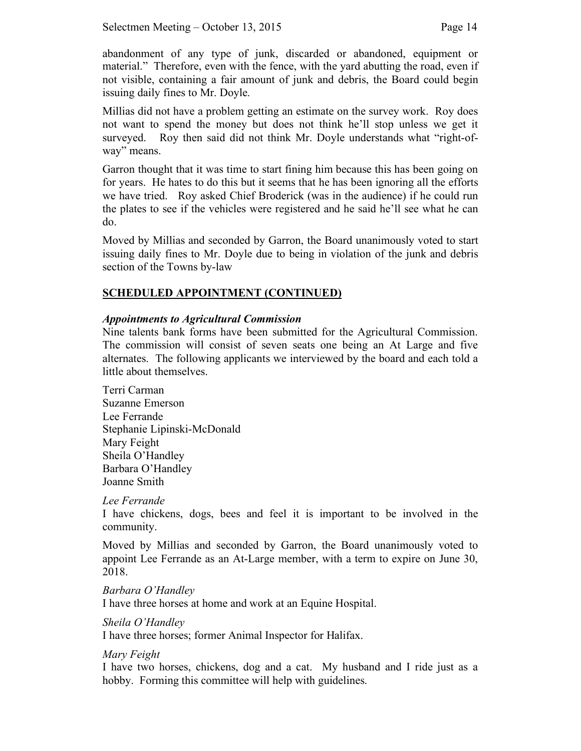abandonment of any type of junk, discarded or abandoned, equipment or material." Therefore, even with the fence, with the yard abutting the road, even if not visible, containing a fair amount of junk and debris, the Board could begin issuing daily fines to Mr. Doyle.

Millias did not have a problem getting an estimate on the survey work. Roy does not want to spend the money but does not think he'll stop unless we get it surveyed. Roy then said did not think Mr. Doyle understands what "right-of-way" means.

Garron thought that it was time to start fining him because this has been going on for years. He hates to do this but it seems that he has been ignoring all the efforts we have tried. Roy asked Chief Broderick (was in the audience) if he could run the plates to see if the vehicles were registered and he said he'll see what he can do.

Moved by Millias and seconded by Garron, the Board unanimously voted to start issuing daily fines to Mr. Doyle due to being in violation of the junk and debris section of the Towns by-law

## SCHEDULED APPOINTMENT (CONTINUED)

### *Appointments to Agricultural Commission*

Nine talents bank forms have been submitted for the Agricultural Commission. The commission will consist of seven seats one being an At Large and five alternates. The following applicants we interviewed by the board and each told a little about themselves.

Terri Carman
Suzanne Emerson
Lee Ferrande
Stephanie Lipinski-McDonald
Mary Feight
Sheila O'Handley
Barbara O'Handley
Joanne Smith

*Lee Ferrande*
I have chickens, dogs, bees and feel it is important to be involved in the community.

Moved by Millias and seconded by Garron, the Board unanimously voted to appoint Lee Ferrande as an At-Large member, with a term to expire on June 30, 2018.

*Barbara O'Handley*
I have three horses at home and work at an Equine Hospital.

*Sheila O'Handley*
I have three horses; former Animal Inspector for Halifax.

*Mary Feight*
I have two horses, chickens, dog and a cat. My husband and I ride just as a hobby. Forming this committee will help with guidelines.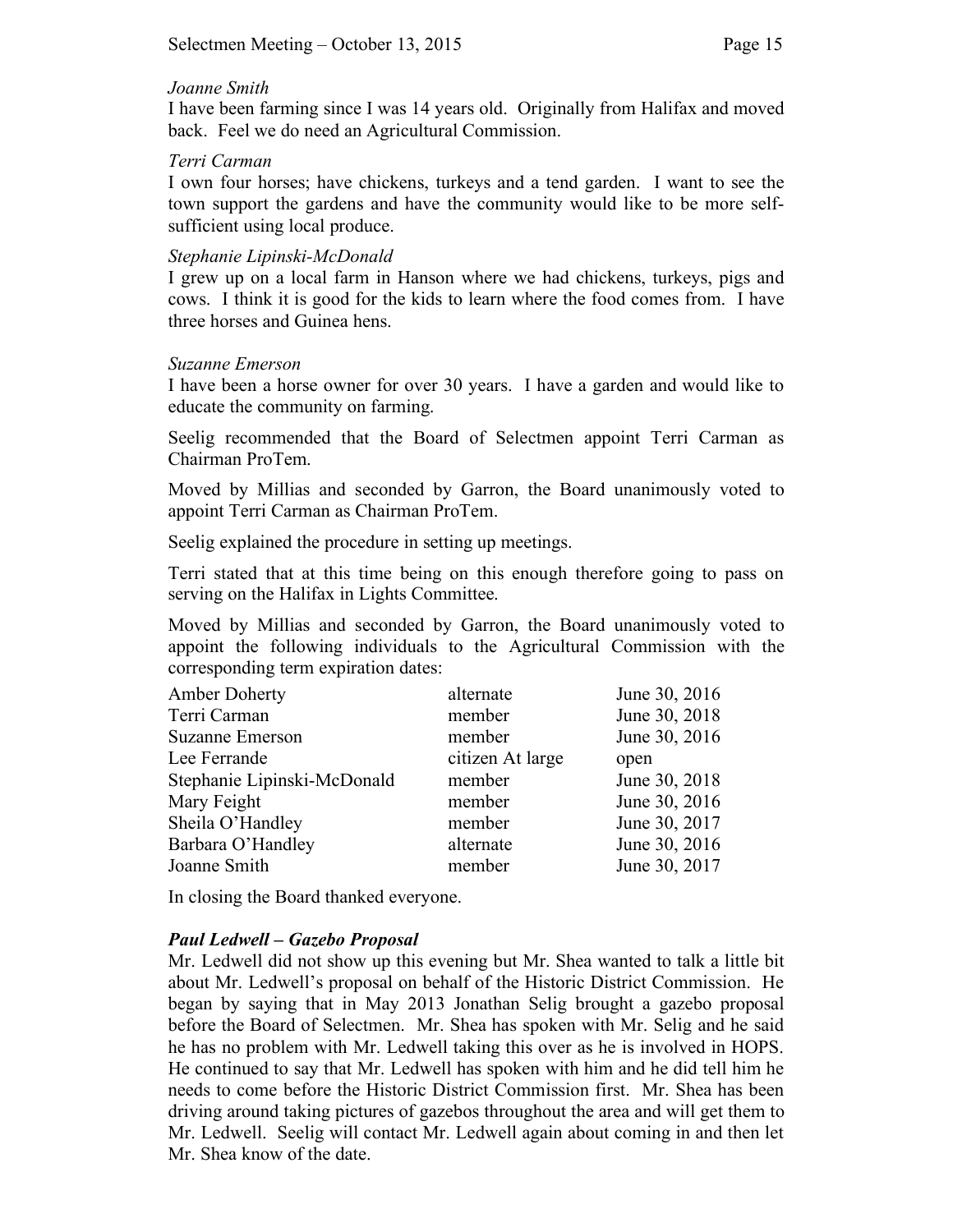*Joanne Smith*

I have been farming since I was 14 years old. Originally from Halifax and moved back. Feel we do need an Agricultural Commission.

*Terri Carman*

I own four horses; have chickens, turkeys and a tend garden. I want to see the town support the gardens and have the community would like to be more self-sufficient using local produce.

*Stephanie Lipinski-McDonald*

I grew up on a local farm in Hanson where we had chickens, turkeys, pigs and cows. I think it is good for the kids to learn where the food comes from. I have three horses and Guinea hens.

*Suzanne Emerson*

I have been a horse owner for over 30 years. I have a garden and would like to educate the community on farming.

Seelig recommended that the Board of Selectmen appoint Terri Carman as Chairman ProTem.

Moved by Millias and seconded by Garron, the Board unanimously voted to appoint Terri Carman as Chairman ProTem.

Seelig explained the procedure in setting up meetings.

Terri stated that at this time being on this enough therefore going to pass on serving on the Halifax in Lights Committee.

Moved by Millias and seconded by Garron, the Board unanimously voted to appoint the following individuals to the Agricultural Commission with the corresponding term expiration dates:

| | | |
|---|---|---|
| Amber Doherty | alternate | June 30, 2016 |
| Terri Carman | member | June 30, 2018 |
| Suzanne Emerson | member | June 30, 2016 |
| Lee Ferrande | citizen At large | open |
| Stephanie Lipinski-McDonald | member | June 30, 2018 |
| Mary Feight | member | June 30, 2016 |
| Sheila O'Handley | member | June 30, 2017 |
| Barbara O'Handley | alternate | June 30, 2016 |
| Joanne Smith | member | June 30, 2017 |

In closing the Board thanked everyone.

***Paul Ledwell – Gazebo Proposal***

Mr. Ledwell did not show up this evening but Mr. Shea wanted to talk a little bit about Mr. Ledwell's proposal on behalf of the Historic District Commission. He began by saying that in May 2013 Jonathan Selig brought a gazebo proposal before the Board of Selectmen. Mr. Shea has spoken with Mr. Selig and he said he has no problem with Mr. Ledwell taking this over as he is involved in HOPS. He continued to say that Mr. Ledwell has spoken with him and he did tell him he needs to come before the Historic District Commission first. Mr. Shea has been driving around taking pictures of gazebos throughout the area and will get them to Mr. Ledwell. Seelig will contact Mr. Ledwell again about coming in and then let Mr. Shea know of the date.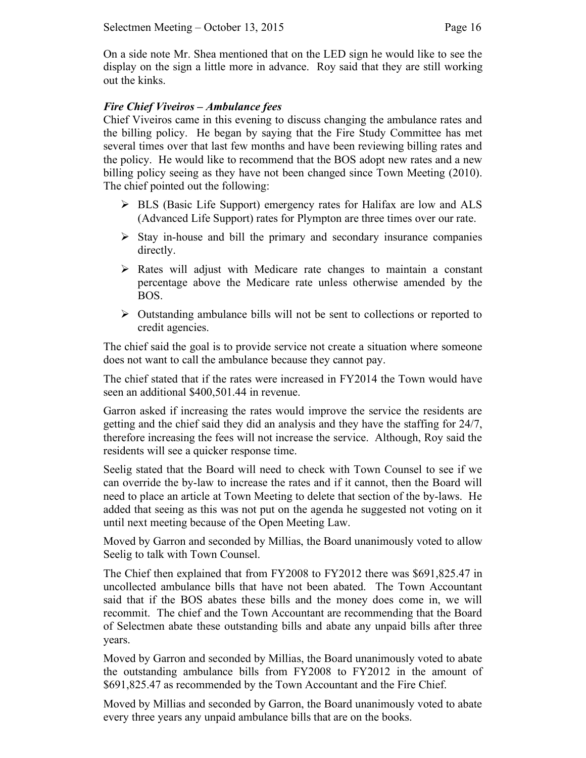On a side note Mr. Shea mentioned that on the LED sign he would like to see the display on the sign a little more in advance. Roy said that they are still working out the kinks.

***Fire Chief Viveiros – Ambulance fees***

Chief Viveiros came in this evening to discuss changing the ambulance rates and the billing policy. He began by saying that the Fire Study Committee has met several times over that last few months and have been reviewing billing rates and the policy. He would like to recommend that the BOS adopt new rates and a new billing policy seeing as they have not been changed since Town Meeting (2010). The chief pointed out the following:

- BLS (Basic Life Support) emergency rates for Halifax are low and ALS (Advanced Life Support) rates for Plympton are three times over our rate.
- Stay in-house and bill the primary and secondary insurance companies directly.
- Rates will adjust with Medicare rate changes to maintain a constant percentage above the Medicare rate unless otherwise amended by the BOS.
- Outstanding ambulance bills will not be sent to collections or reported to credit agencies.

The chief said the goal is to provide service not create a situation where someone does not want to call the ambulance because they cannot pay.

The chief stated that if the rates were increased in FY2014 the Town would have seen an additional $400,501.44 in revenue.

Garron asked if increasing the rates would improve the service the residents are getting and the chief said they did an analysis and they have the staffing for 24/7, therefore increasing the fees will not increase the service. Although, Roy said the residents will see a quicker response time.

Seelig stated that the Board will need to check with Town Counsel to see if we can override the by-law to increase the rates and if it cannot, then the Board will need to place an article at Town Meeting to delete that section of the by-laws. He added that seeing as this was not put on the agenda he suggested not voting on it until next meeting because of the Open Meeting Law.

Moved by Garron and seconded by Millias, the Board unanimously voted to allow Seelig to talk with Town Counsel.

The Chief then explained that from FY2008 to FY2012 there was $691,825.47 in uncollected ambulance bills that have not been abated. The Town Accountant said that if the BOS abates these bills and the money does come in, we will recommit. The chief and the Town Accountant are recommending that the Board of Selectmen abate these outstanding bills and abate any unpaid bills after three years.

Moved by Garron and seconded by Millias, the Board unanimously voted to abate the outstanding ambulance bills from FY2008 to FY2012 in the amount of $691,825.47 as recommended by the Town Accountant and the Fire Chief.

Moved by Millias and seconded by Garron, the Board unanimously voted to abate every three years any unpaid ambulance bills that are on the books.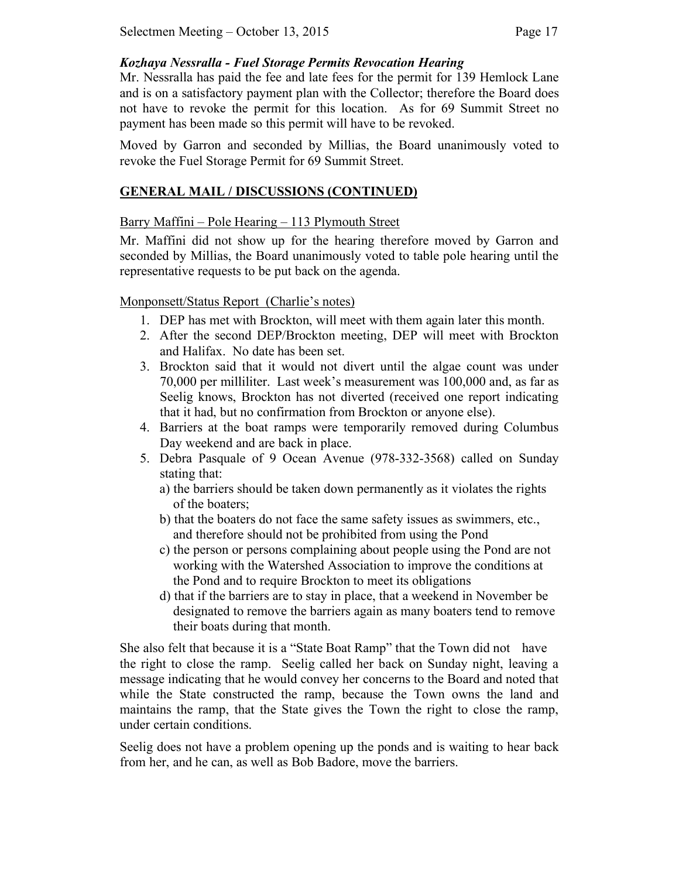### *Kozhaya Nessralla - Fuel Storage Permits Revocation Hearing*

Mr. Nessralla has paid the fee and late fees for the permit for 139 Hemlock Lane and is on a satisfactory payment plan with the Collector; therefore the Board does not have to revoke the permit for this location. As for 69 Summit Street no payment has been made so this permit will have to be revoked.

Moved by Garron and seconded by Millias, the Board unanimously voted to revoke the Fuel Storage Permit for 69 Summit Street.

## GENERAL MAIL / DISCUSSIONS (CONTINUED)

Barry Maffini – Pole Hearing – 113 Plymouth Street

Mr. Maffini did not show up for the hearing therefore moved by Garron and seconded by Millias, the Board unanimously voted to table pole hearing until the representative requests to be put back on the agenda.

Monponsett/Status Report (Charlie's notes)

1. DEP has met with Brockton, will meet with them again later this month.
2. After the second DEP/Brockton meeting, DEP will meet with Brockton and Halifax. No date has been set.
3. Brockton said that it would not divert until the algae count was under 70,000 per milliliter. Last week's measurement was 100,000 and, as far as Seelig knows, Brockton has not diverted (received one report indicating that it had, but no confirmation from Brockton or anyone else).
4. Barriers at the boat ramps were temporarily removed during Columbus Day weekend and are back in place.
5. Debra Pasquale of 9 Ocean Avenue (978-332-3568) called on Sunday stating that:
   a) the barriers should be taken down permanently as it violates the rights of the boaters;
   b) that the boaters do not face the same safety issues as swimmers, etc., and therefore should not be prohibited from using the Pond
   c) the person or persons complaining about people using the Pond are not working with the Watershed Association to improve the conditions at the Pond and to require Brockton to meet its obligations
   d) that if the barriers are to stay in place, that a weekend in November be designated to remove the barriers again as many boaters tend to remove their boats during that month.

She also felt that because it is a "State Boat Ramp" that the Town did not have the right to close the ramp. Seelig called her back on Sunday night, leaving a message indicating that he would convey her concerns to the Board and noted that while the State constructed the ramp, because the Town owns the land and maintains the ramp, that the State gives the Town the right to close the ramp, under certain conditions.

Seelig does not have a problem opening up the ponds and is waiting to hear back from her, and he can, as well as Bob Badore, move the barriers.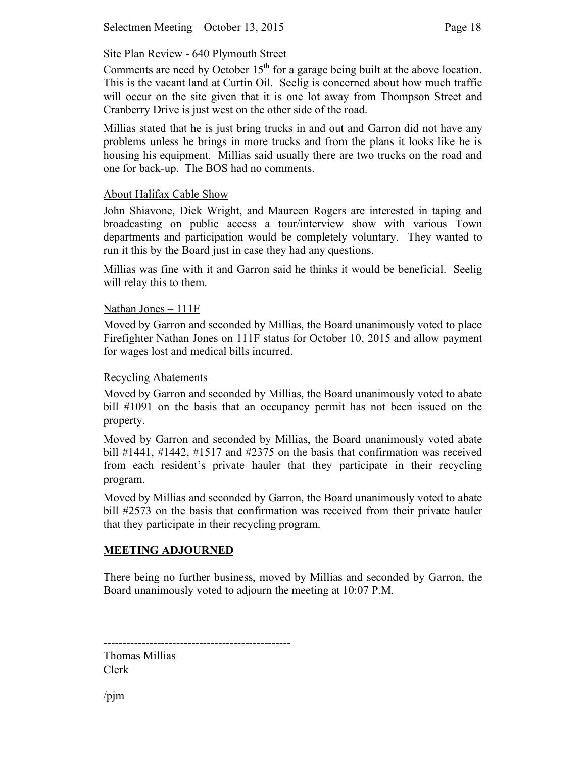Site Plan Review - 640 Plymouth Street

Comments are need by October 15th for a garage being built at the above location. This is the vacant land at Curtin Oil. Seelig is concerned about how much traffic will occur on the site given that it is one lot away from Thompson Street and Cranberry Drive is just west on the other side of the road.

Millias stated that he is just bring trucks in and out and Garron did not have any problems unless he brings in more trucks and from the plans it looks like he is housing his equipment. Millias said usually there are two trucks on the road and one for back-up. The BOS had no comments.

About Halifax Cable Show

John Shiavone, Dick Wright, and Maureen Rogers are interested in taping and broadcasting on public access a tour/interview show with various Town departments and participation would be completely voluntary. They wanted to run it this by the Board just in case they had any questions.

Millias was fine with it and Garron said he thinks it would be beneficial. Seelig will relay this to them.

Nathan Jones – 111F

Moved by Garron and seconded by Millias, the Board unanimously voted to place Firefighter Nathan Jones on 111F status for October 10, 2015 and allow payment for wages lost and medical bills incurred.

Recycling Abatements

Moved by Garron and seconded by Millias, the Board unanimously voted to abate bill #1091 on the basis that an occupancy permit has not been issued on the property.

Moved by Garron and seconded by Millias, the Board unanimously voted abate bill #1441, #1442, #1517 and #2375 on the basis that confirmation was received from each resident's private hauler that they participate in their recycling program.

Moved by Millias and seconded by Garron, the Board unanimously voted to abate bill #2573 on the basis that confirmation was received from their private hauler that they participate in their recycling program.

## MEETING ADJOURNED

There being no further business, moved by Millias and seconded by Garron, the Board unanimously voted to adjourn the meeting at 10:07 P.M.

------------------------------------------------

Thomas Millias
Clerk

/pjm